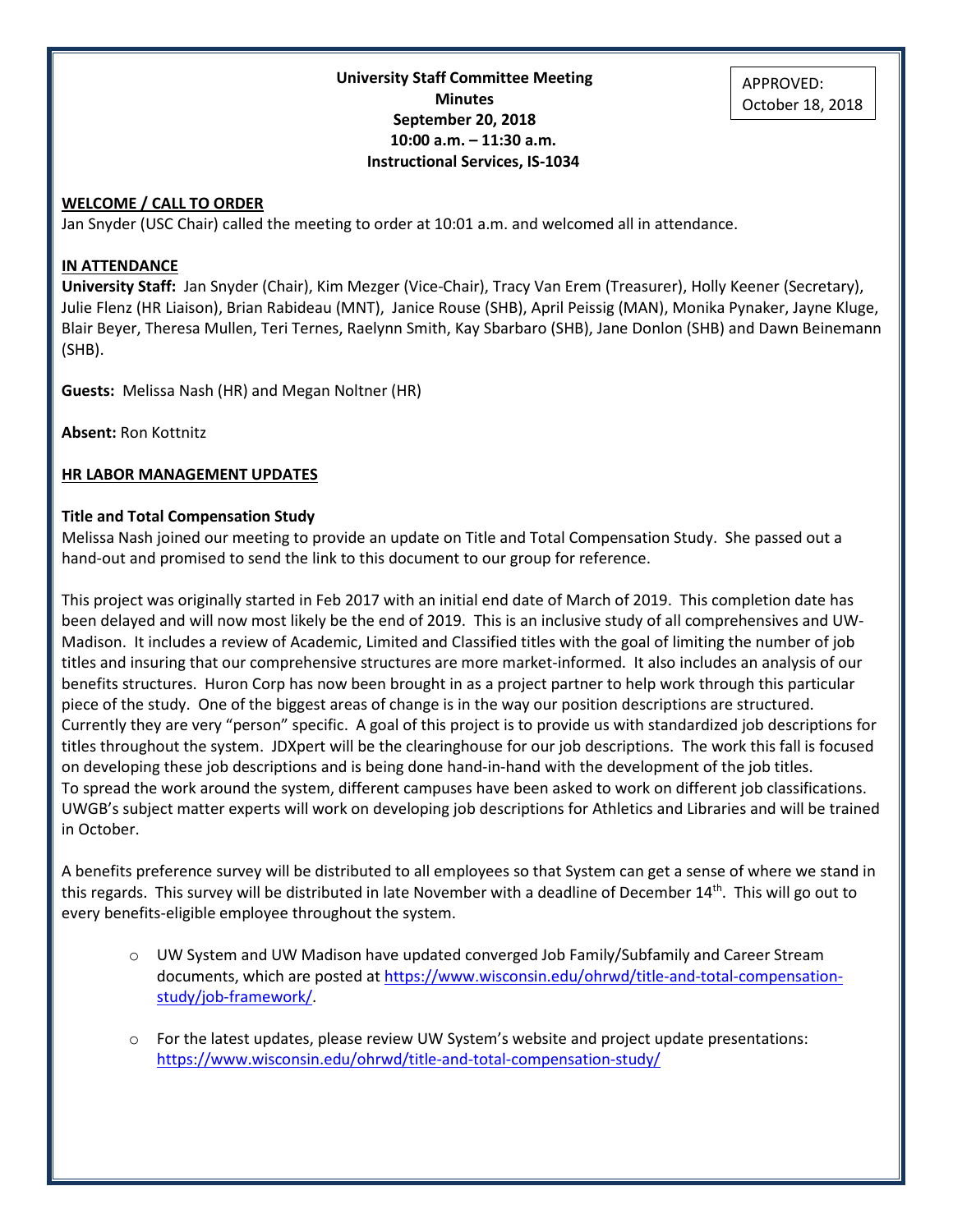APPROVED:
October 18, 2018

**University Staff Committee Meeting**
**Minutes**
**September 20, 2018**
**10:00 a.m. – 11:30 a.m.**
**Instructional Services, IS-1034**

## WELCOME / CALL TO ORDER

Jan Snyder (USC Chair) called the meeting to order at 10:01 a.m. and welcomed all in attendance.

## IN ATTENDANCE

**University Staff:** Jan Snyder (Chair), Kim Mezger (Vice-Chair), Tracy Van Erem (Treasurer), Holly Keener (Secretary), Julie Flenz (HR Liaison), Brian Rabideau (MNT), Janice Rouse (SHB), April Peissig (MAN), Monika Pynaker, Jayne Kluge, Blair Beyer, Theresa Mullen, Teri Ternes, Raelynn Smith, Kay Sbarbaro (SHB), Jane Donlon (SHB) and Dawn Beinemann (SHB).

**Guests:** Melissa Nash (HR) and Megan Noltner (HR)

**Absent:** Ron Kottnitz

## HR LABOR MANAGEMENT UPDATES

### Title and Total Compensation Study

Melissa Nash joined our meeting to provide an update on Title and Total Compensation Study. She passed out a hand-out and promised to send the link to this document to our group for reference.

This project was originally started in Feb 2017 with an initial end date of March of 2019. This completion date has been delayed and will now most likely be the end of 2019. This is an inclusive study of all comprehensives and UW-Madison. It includes a review of Academic, Limited and Classified titles with the goal of limiting the number of job titles and insuring that our comprehensive structures are more market-informed. It also includes an analysis of our benefits structures. Huron Corp has now been brought in as a project partner to help work through this particular piece of the study. One of the biggest areas of change is in the way our position descriptions are structured. Currently they are very "person" specific. A goal of this project is to provide us with standardized job descriptions for titles throughout the system. JDXpert will be the clearinghouse for our job descriptions. The work this fall is focused on developing these job descriptions and is being done hand-in-hand with the development of the job titles. To spread the work around the system, different campuses have been asked to work on different job classifications. UWGB's subject matter experts will work on developing job descriptions for Athletics and Libraries and will be trained in October.

A benefits preference survey will be distributed to all employees so that System can get a sense of where we stand in this regards. This survey will be distributed in late November with a deadline of December 14th. This will go out to every benefits-eligible employee throughout the system.

- UW System and UW Madison have updated converged Job Family/Subfamily and Career Stream documents, which are posted at https://www.wisconsin.edu/ohrwd/title-and-total-compensation-study/job-framework/.
- For the latest updates, please review UW System's website and project update presentations: https://www.wisconsin.edu/ohrwd/title-and-total-compensation-study/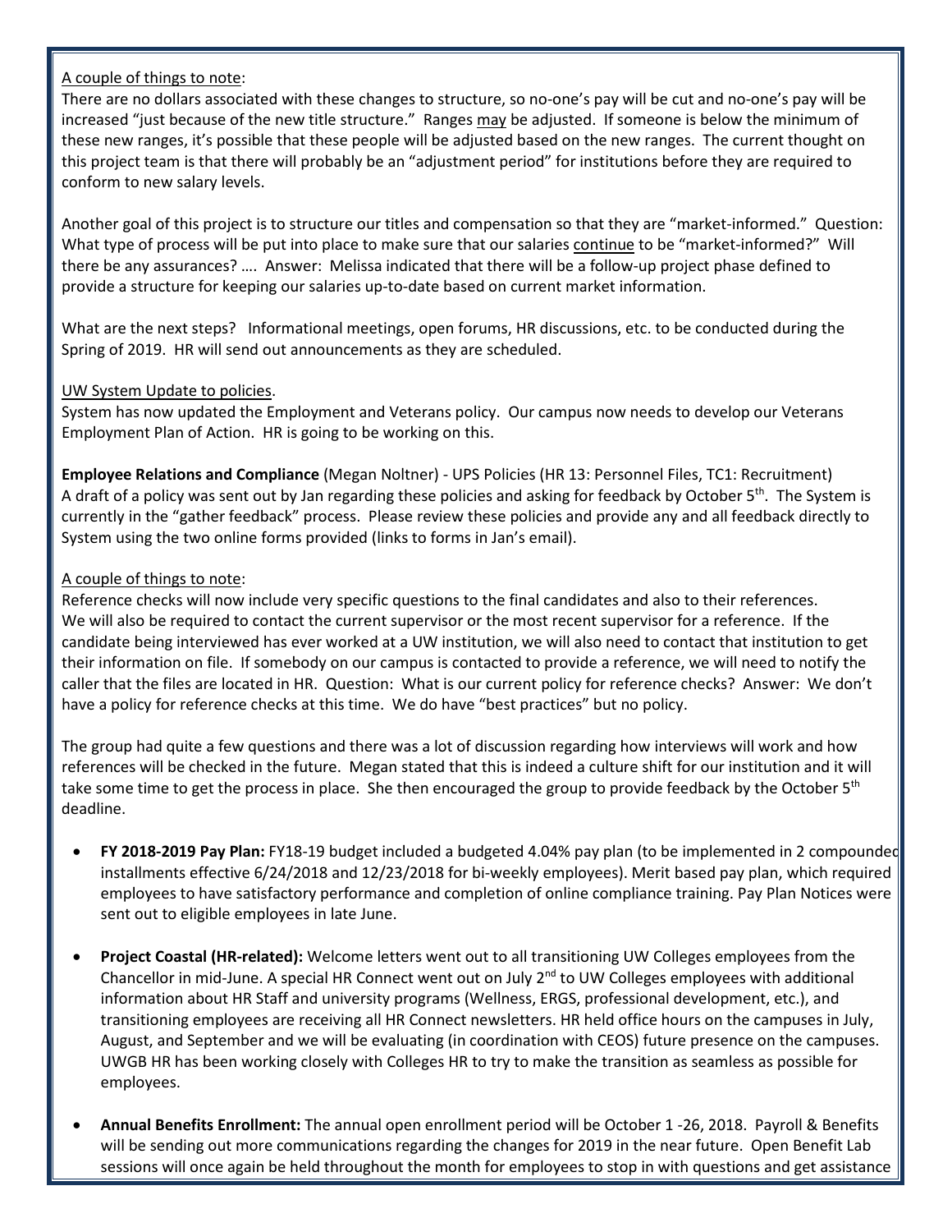A couple of things to note:

There are no dollars associated with these changes to structure, so no-one's pay will be cut and no-one's pay will be increased "just because of the new title structure." Ranges may be adjusted. If someone is below the minimum of these new ranges, it's possible that these people will be adjusted based on the new ranges. The current thought on this project team is that there will probably be an "adjustment period" for institutions before they are required to conform to new salary levels.

Another goal of this project is to structure our titles and compensation so that they are "market-informed." Question: What type of process will be put into place to make sure that our salaries continue to be "market-informed?" Will there be any assurances? …. Answer: Melissa indicated that there will be a follow-up project phase defined to provide a structure for keeping our salaries up-to-date based on current market information.

What are the next steps? Informational meetings, open forums, HR discussions, etc. to be conducted during the Spring of 2019. HR will send out announcements as they are scheduled.

UW System Update to policies.

System has now updated the Employment and Veterans policy. Our campus now needs to develop our Veterans Employment Plan of Action. HR is going to be working on this.

**Employee Relations and Compliance** (Megan Noltner) - UPS Policies (HR 13: Personnel Files, TC1: Recruitment)
A draft of a policy was sent out by Jan regarding these policies and asking for feedback by October 5th. The System is currently in the "gather feedback" process. Please review these policies and provide any and all feedback directly to System using the two online forms provided (links to forms in Jan's email).

A couple of things to note:

Reference checks will now include very specific questions to the final candidates and also to their references. We will also be required to contact the current supervisor or the most recent supervisor for a reference. If the candidate being interviewed has ever worked at a UW institution, we will also need to contact that institution to get their information on file. If somebody on our campus is contacted to provide a reference, we will need to notify the caller that the files are located in HR. Question: What is our current policy for reference checks? Answer: We don't have a policy for reference checks at this time. We do have "best practices" but no policy.

The group had quite a few questions and there was a lot of discussion regarding how interviews will work and how references will be checked in the future. Megan stated that this is indeed a culture shift for our institution and it will take some time to get the process in place. She then encouraged the group to provide feedback by the October 5th deadline.

- **FY 2018-2019 Pay Plan:** FY18-19 budget included a budgeted 4.04% pay plan (to be implemented in 2 compounded installments effective 6/24/2018 and 12/23/2018 for bi-weekly employees). Merit based pay plan, which required employees to have satisfactory performance and completion of online compliance training. Pay Plan Notices were sent out to eligible employees in late June.

- **Project Coastal (HR-related):** Welcome letters went out to all transitioning UW Colleges employees from the Chancellor in mid-June. A special HR Connect went out on July 2nd to UW Colleges employees with additional information about HR Staff and university programs (Wellness, ERGS, professional development, etc.), and transitioning employees are receiving all HR Connect newsletters. HR held office hours on the campuses in July, August, and September and we will be evaluating (in coordination with CEOS) future presence on the campuses. UWGB HR has been working closely with Colleges HR to try to make the transition as seamless as possible for employees.

- **Annual Benefits Enrollment:** The annual open enrollment period will be October 1 -26, 2018. Payroll & Benefits will be sending out more communications regarding the changes for 2019 in the near future. Open Benefit Lab sessions will once again be held throughout the month for employees to stop in with questions and get assistance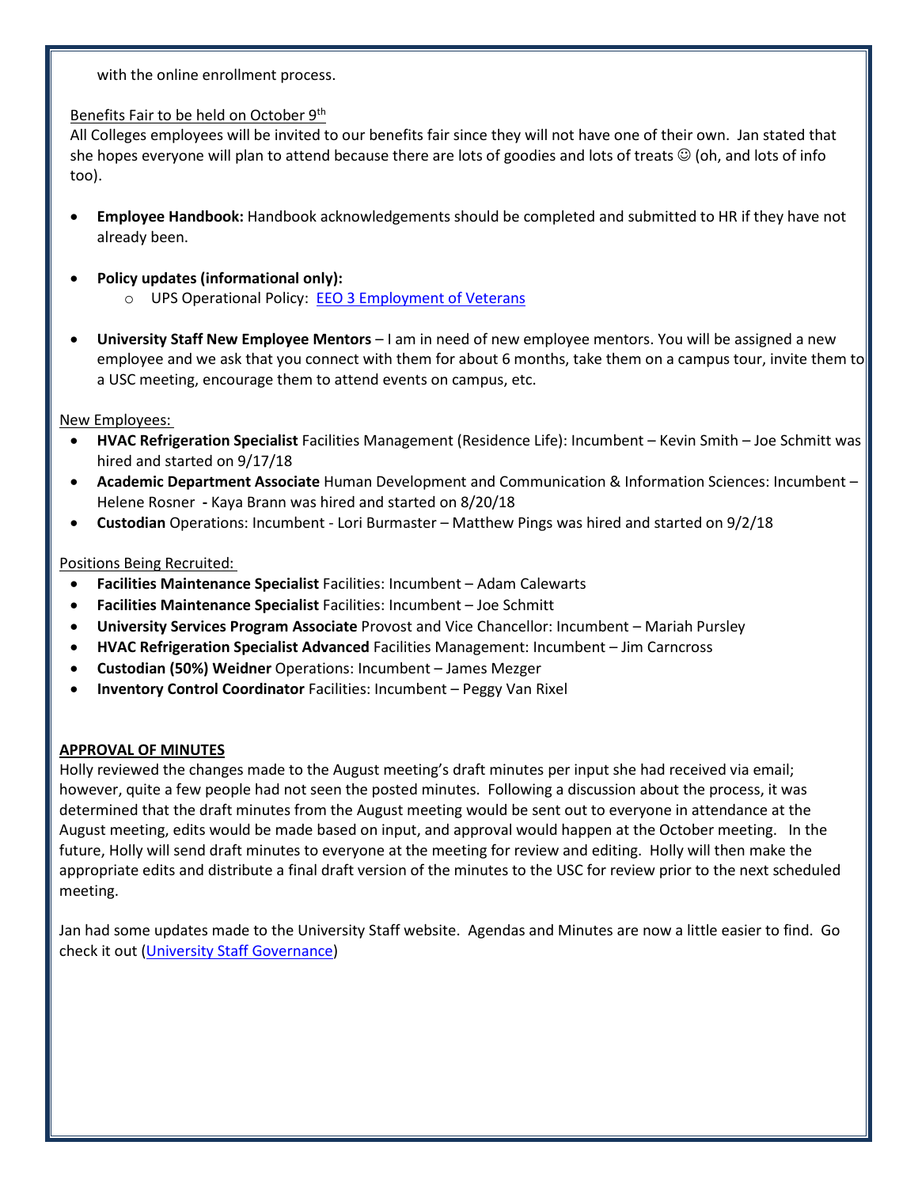with the online enrollment process.

Benefits Fair to be held on October 9th

All Colleges employees will be invited to our benefits fair since they will not have one of their own. Jan stated that she hopes everyone will plan to attend because there are lots of goodies and lots of treats ☺ (oh, and lots of info too).

- **Employee Handbook:** Handbook acknowledgements should be completed and submitted to HR if they have not already been.
- **Policy updates (informational only):**
  - UPS Operational Policy: [EEO 3 Employment of Veterans]
- **University Staff New Employee Mentors** – I am in need of new employee mentors. You will be assigned a new employee and we ask that you connect with them for about 6 months, take them on a campus tour, invite them to a USC meeting, encourage them to attend events on campus, etc.

New Employees:

- **HVAC Refrigeration Specialist** Facilities Management (Residence Life): Incumbent – Kevin Smith – Joe Schmitt was hired and started on 9/17/18
- **Academic Department Associate** Human Development and Communication & Information Sciences: Incumbent – Helene Rosner **-** Kaya Brann was hired and started on 8/20/18
- **Custodian** Operations: Incumbent - Lori Burmaster – Matthew Pings was hired and started on 9/2/18

Positions Being Recruited:

- **Facilities Maintenance Specialist** Facilities: Incumbent – Adam Calewarts
- **Facilities Maintenance Specialist** Facilities: Incumbent – Joe Schmitt
- **University Services Program Associate** Provost and Vice Chancellor: Incumbent – Mariah Pursley
- **HVAC Refrigeration Specialist Advanced** Facilities Management: Incumbent – Jim Carncross
- **Custodian (50%) Weidner** Operations: Incumbent – James Mezger
- **Inventory Control Coordinator** Facilities: Incumbent – Peggy Van Rixel

**APPROVAL OF MINUTES**

Holly reviewed the changes made to the August meeting's draft minutes per input she had received via email; however, quite a few people had not seen the posted minutes. Following a discussion about the process, it was determined that the draft minutes from the August meeting would be sent out to everyone in attendance at the August meeting, edits would be made based on input, and approval would happen at the October meeting. In the future, Holly will send draft minutes to everyone at the meeting for review and editing. Holly will then make the appropriate edits and distribute a final draft version of the minutes to the USC for review prior to the next scheduled meeting.

Jan had some updates made to the University Staff website. Agendas and Minutes are now a little easier to find. Go check it out ([University Staff Governance])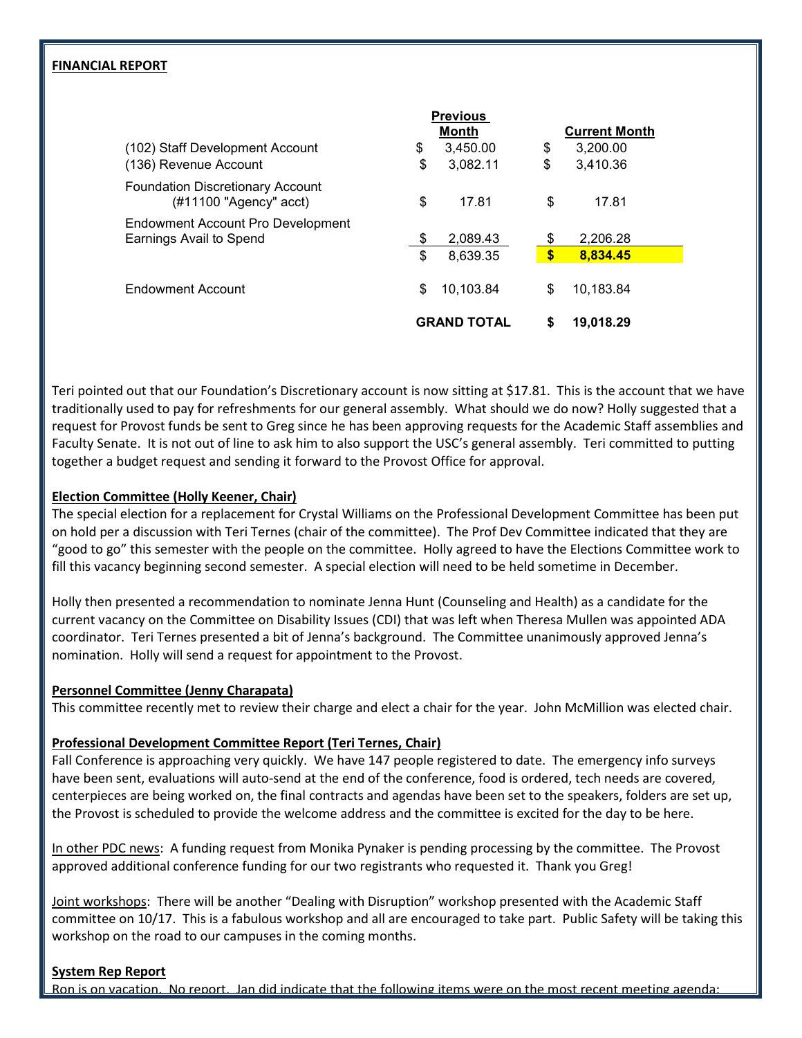**FINANCIAL REPORT**

| | Previous Month | Current Month |
|---|---|---|
| (102) Staff Development Account | $ 3,450.00 | $ 3,200.00 |
| (136) Revenue Account | $ 3,082.11 | $ 3,410.36 |
| Foundation Discretionary Account (#11100 "Agency" acct) | $ 17.81 | $ 17.81 |
| Endowment Account Pro Development Earnings Avail to Spend | $ 2,089.43 | $ 2,206.28 |
| | $ 8,639.35 | **$ 8,834.45** |
| Endowment Account | $ 10,103.84 | $ 10,183.84 |
| | **GRAND TOTAL** | **$ 19,018.29** |

Teri pointed out that our Foundation's Discretionary account is now sitting at $17.81. This is the account that we have traditionally used to pay for refreshments for our general assembly. What should we do now? Holly suggested that a request for Provost funds be sent to Greg since he has been approving requests for the Academic Staff assemblies and Faculty Senate. It is not out of line to ask him to also support the USC's general assembly. Teri committed to putting together a budget request and sending it forward to the Provost Office for approval.

**Election Committee (Holly Keener, Chair)**

The special election for a replacement for Crystal Williams on the Professional Development Committee has been put on hold per a discussion with Teri Ternes (chair of the committee). The Prof Dev Committee indicated that they are "good to go" this semester with the people on the committee. Holly agreed to have the Elections Committee work to fill this vacancy beginning second semester. A special election will need to be held sometime in December.

Holly then presented a recommendation to nominate Jenna Hunt (Counseling and Health) as a candidate for the current vacancy on the Committee on Disability Issues (CDI) that was left when Theresa Mullen was appointed ADA coordinator. Teri Ternes presented a bit of Jenna's background. The Committee unanimously approved Jenna's nomination. Holly will send a request for appointment to the Provost.

**Personnel Committee (Jenny Charapata)**

This committee recently met to review their charge and elect a chair for the year. John McMillion was elected chair.

**Professional Development Committee Report (Teri Ternes, Chair)**

Fall Conference is approaching very quickly. We have 147 people registered to date. The emergency info surveys have been sent, evaluations will auto-send at the end of the conference, food is ordered, tech needs are covered, centerpieces are being worked on, the final contracts and agendas have been set to the speakers, folders are set up, the Provost is scheduled to provide the welcome address and the committee is excited for the day to be here.

In other PDC news: A funding request from Monika Pynaker is pending processing by the committee. The Provost approved additional conference funding for our two registrants who requested it. Thank you Greg!

Joint workshops: There will be another "Dealing with Disruption" workshop presented with the Academic Staff committee on 10/17. This is a fabulous workshop and all are encouraged to take part. Public Safety will be taking this workshop on the road to our campuses in the coming months.

**System Rep Report**

Ron is on vacation. No report. Jan did indicate that the following items were on the most recent meeting agenda: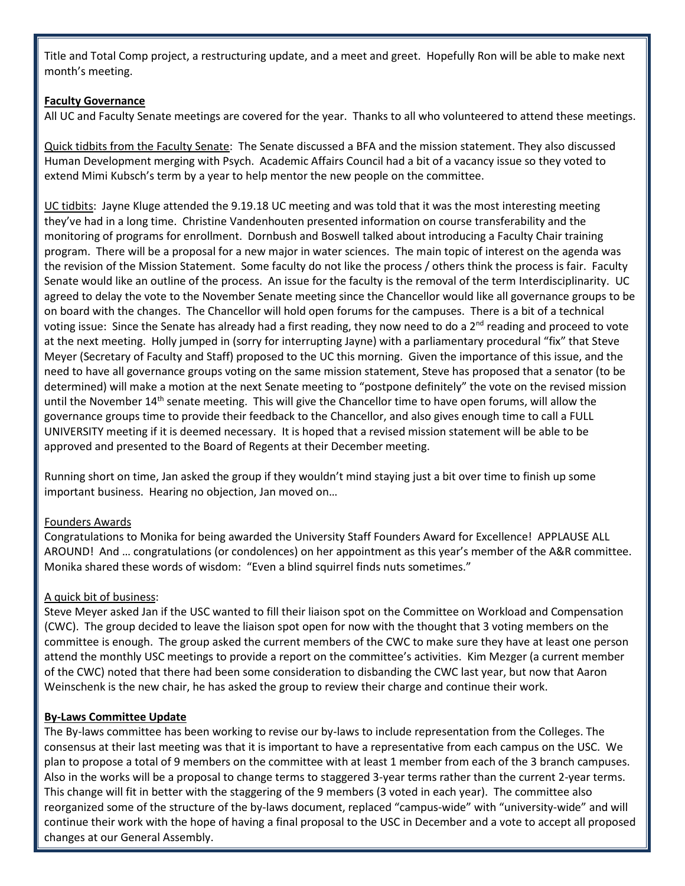Title and Total Comp project, a restructuring update, and a meet and greet. Hopefully Ron will be able to make next month's meeting.

**Faculty Governance**

All UC and Faculty Senate meetings are covered for the year. Thanks to all who volunteered to attend these meetings.

Quick tidbits from the Faculty Senate: The Senate discussed a BFA and the mission statement. They also discussed Human Development merging with Psych. Academic Affairs Council had a bit of a vacancy issue so they voted to extend Mimi Kubsch's term by a year to help mentor the new people on the committee.

UC tidbits: Jayne Kluge attended the 9.19.18 UC meeting and was told that it was the most interesting meeting they've had in a long time. Christine Vandenhouten presented information on course transferability and the monitoring of programs for enrollment. Dornbush and Boswell talked about introducing a Faculty Chair training program. There will be a proposal for a new major in water sciences. The main topic of interest on the agenda was the revision of the Mission Statement. Some faculty do not like the process / others think the process is fair. Faculty Senate would like an outline of the process. An issue for the faculty is the removal of the term Interdisciplinarity. UC agreed to delay the vote to the November Senate meeting since the Chancellor would like all governance groups to be on board with the changes. The Chancellor will hold open forums for the campuses. There is a bit of a technical voting issue: Since the Senate has already had a first reading, they now need to do a 2nd reading and proceed to vote at the next meeting. Holly jumped in (sorry for interrupting Jayne) with a parliamentary procedural "fix" that Steve Meyer (Secretary of Faculty and Staff) proposed to the UC this morning. Given the importance of this issue, and the need to have all governance groups voting on the same mission statement, Steve has proposed that a senator (to be determined) will make a motion at the next Senate meeting to "postpone definitely" the vote on the revised mission until the November 14th senate meeting. This will give the Chancellor time to have open forums, will allow the governance groups time to provide their feedback to the Chancellor, and also gives enough time to call a FULL UNIVERSITY meeting if it is deemed necessary. It is hoped that a revised mission statement will be able to be approved and presented to the Board of Regents at their December meeting.

Running short on time, Jan asked the group if they wouldn't mind staying just a bit over time to finish up some important business. Hearing no objection, Jan moved on…

Founders Awards

Congratulations to Monika for being awarded the University Staff Founders Award for Excellence! APPLAUSE ALL AROUND! And … congratulations (or condolences) on her appointment as this year's member of the A&R committee. Monika shared these words of wisdom: "Even a blind squirrel finds nuts sometimes."

A quick bit of business:

Steve Meyer asked Jan if the USC wanted to fill their liaison spot on the Committee on Workload and Compensation (CWC). The group decided to leave the liaison spot open for now with the thought that 3 voting members on the committee is enough. The group asked the current members of the CWC to make sure they have at least one person attend the monthly USC meetings to provide a report on the committee's activities. Kim Mezger (a current member of the CWC) noted that there had been some consideration to disbanding the CWC last year, but now that Aaron Weinschenk is the new chair, he has asked the group to review their charge and continue their work.

**By-Laws Committee Update**

The By-laws committee has been working to revise our by-laws to include representation from the Colleges. The consensus at their last meeting was that it is important to have a representative from each campus on the USC. We plan to propose a total of 9 members on the committee with at least 1 member from each of the 3 branch campuses. Also in the works will be a proposal to change terms to staggered 3-year terms rather than the current 2-year terms. This change will fit in better with the staggering of the 9 members (3 voted in each year). The committee also reorganized some of the structure of the by-laws document, replaced "campus-wide" with "university-wide" and will continue their work with the hope of having a final proposal to the USC in December and a vote to accept all proposed changes at our General Assembly.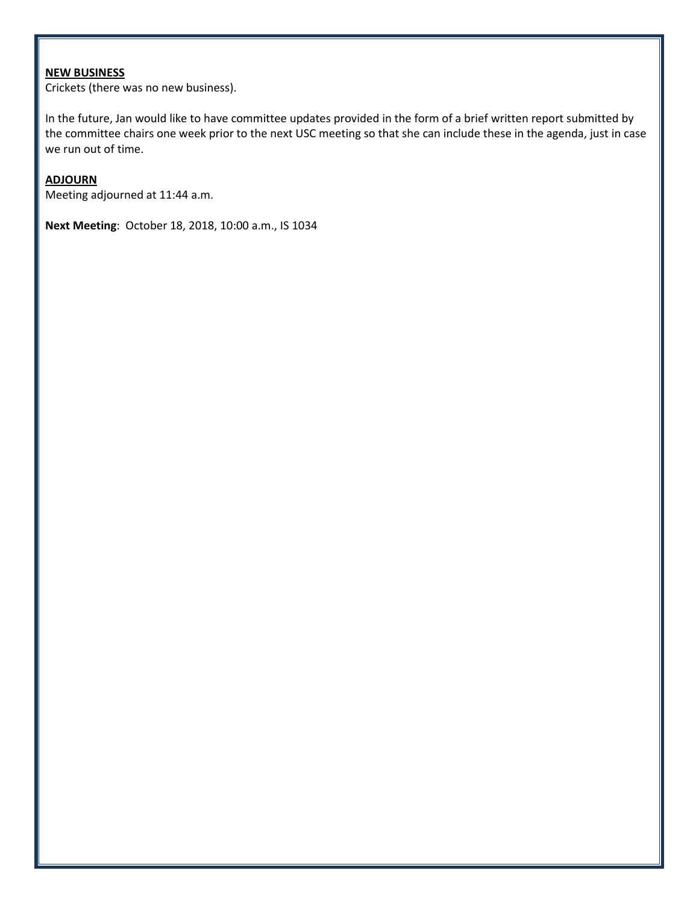**NEW BUSINESS**

Crickets (there was no new business).

In the future, Jan would like to have committee updates provided in the form of a brief written report submitted by the committee chairs one week prior to the next USC meeting so that she can include these in the agenda, just in case we run out of time.

**ADJOURN**

Meeting adjourned at 11:44 a.m.

**Next Meeting**: October 18, 2018, 10:00 a.m., IS 1034